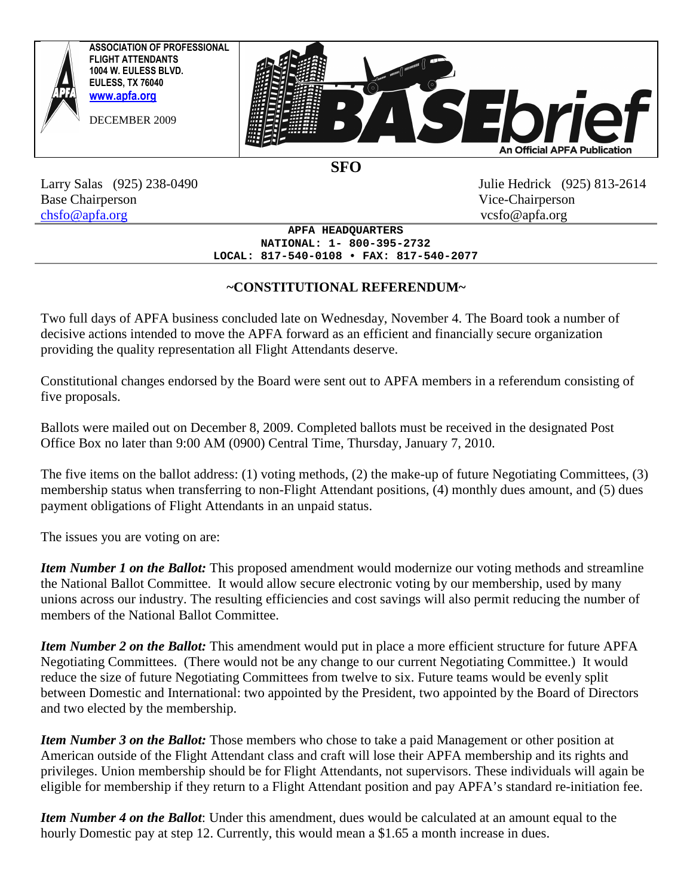ASSOCIATION OF PROFESSIONAL FLIGHT ATTENDANTS
1004 W. EULESS BLVD.
EULESS, TX 76040
www.apfa.org

DECEMBER 2009

**BASEbrief**
An Official APFA Publication

## SFO

Larry Salas (925) 238-0490
Base Chairperson
chsfo@apfa.org

Julie Hedrick (925) 813-2614
Vice-Chairperson
vcsfo@apfa.org

**APFA HEADQUARTERS**
**NATIONAL: 1- 800-395-2732**
**LOCAL: 817-540-0108 • FAX: 817-540-2077**

## ~CONSTITUTIONAL REFERENDUM~

Two full days of APFA business concluded late on Wednesday, November 4. The Board took a number of decisive actions intended to move the APFA forward as an efficient and financially secure organization providing the quality representation all Flight Attendants deserve.

Constitutional changes endorsed by the Board were sent out to APFA members in a referendum consisting of five proposals.

Ballots were mailed out on December 8, 2009. Completed ballots must be received in the designated Post Office Box no later than 9:00 AM (0900) Central Time, Thursday, January 7, 2010.

The five items on the ballot address: (1) voting methods, (2) the make-up of future Negotiating Committees, (3) membership status when transferring to non-Flight Attendant positions, (4) monthly dues amount, and (5) dues payment obligations of Flight Attendants in an unpaid status.

The issues you are voting on are:

***Item Number 1 on the Ballot:*** This proposed amendment would modernize our voting methods and streamline the National Ballot Committee. It would allow secure electronic voting by our membership, used by many unions across our industry. The resulting efficiencies and cost savings will also permit reducing the number of members of the National Ballot Committee.

***Item Number 2 on the Ballot:*** This amendment would put in place a more efficient structure for future APFA Negotiating Committees. (There would not be any change to our current Negotiating Committee.) It would reduce the size of future Negotiating Committees from twelve to six. Future teams would be evenly split between Domestic and International: two appointed by the President, two appointed by the Board of Directors and two elected by the membership.

***Item Number 3 on the Ballot:*** Those members who chose to take a paid Management or other position at American outside of the Flight Attendant class and craft will lose their APFA membership and its rights and privileges. Union membership should be for Flight Attendants, not supervisors. These individuals will again be eligible for membership if they return to a Flight Attendant position and pay APFA's standard re-initiation fee.

***Item Number 4 on the Ballot***: Under this amendment, dues would be calculated at an amount equal to the hourly Domestic pay at step 12. Currently, this would mean a $1.65 a month increase in dues.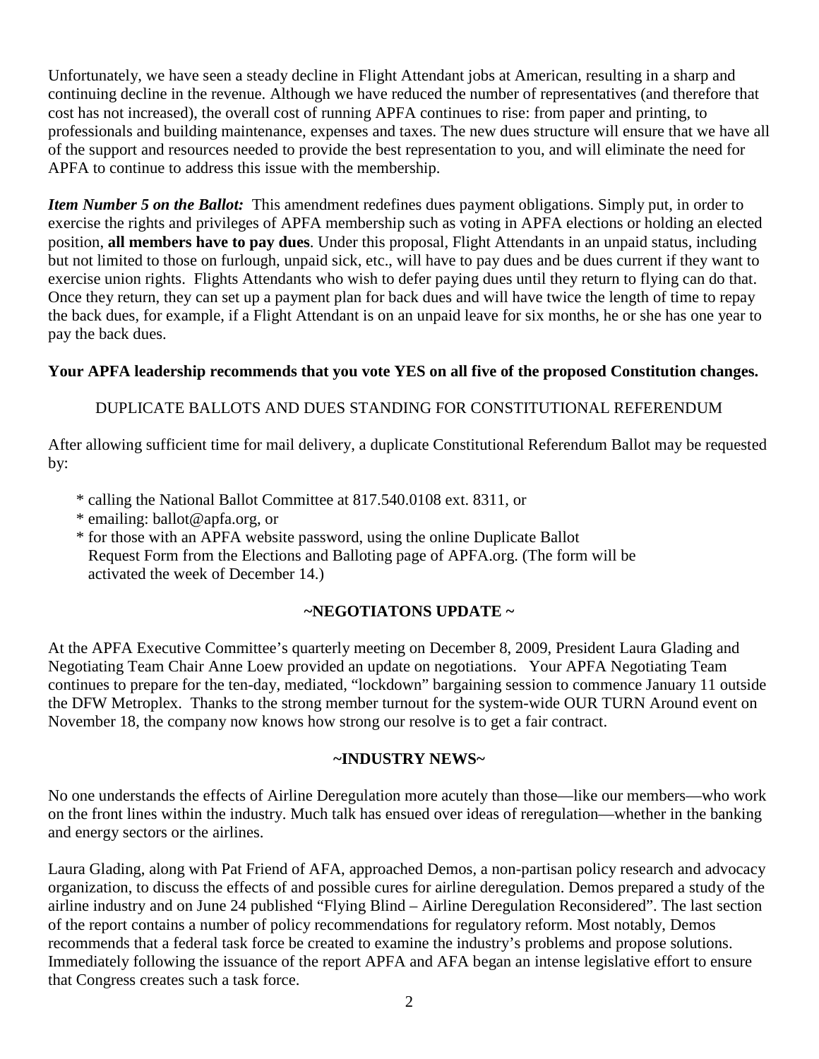Unfortunately, we have seen a steady decline in Flight Attendant jobs at American, resulting in a sharp and continuing decline in the revenue. Although we have reduced the number of representatives (and therefore that cost has not increased), the overall cost of running APFA continues to rise: from paper and printing, to professionals and building maintenance, expenses and taxes. The new dues structure will ensure that we have all of the support and resources needed to provide the best representation to you, and will eliminate the need for APFA to continue to address this issue with the membership.

***Item Number 5 on the Ballot:*** This amendment redefines dues payment obligations. Simply put, in order to exercise the rights and privileges of APFA membership such as voting in APFA elections or holding an elected position, **all members have to pay dues**. Under this proposal, Flight Attendants in an unpaid status, including but not limited to those on furlough, unpaid sick, etc., will have to pay dues and be dues current if they want to exercise union rights. Flights Attendants who wish to defer paying dues until they return to flying can do that. Once they return, they can set up a payment plan for back dues and will have twice the length of time to repay the back dues, for example, if a Flight Attendant is on an unpaid leave for six months, he or she has one year to pay the back dues.

**Your APFA leadership recommends that you vote YES on all five of the proposed Constitution changes.**

DUPLICATE BALLOTS AND DUES STANDING FOR CONSTITUTIONAL REFERENDUM

After allowing sufficient time for mail delivery, a duplicate Constitutional Referendum Ballot may be requested by:

- calling the National Ballot Committee at 817.540.0108 ext. 8311, or
- emailing: ballot@apfa.org, or
- for those with an APFA website password, using the online Duplicate Ballot Request Form from the Elections and Balloting page of APFA.org. (The form will be activated the week of December 14.)

## ~NEGOTIATONS UPDATE ~

At the APFA Executive Committee's quarterly meeting on December 8, 2009, President Laura Glading and Negotiating Team Chair Anne Loew provided an update on negotiations. Your APFA Negotiating Team continues to prepare for the ten-day, mediated, "lockdown" bargaining session to commence January 11 outside the DFW Metroplex. Thanks to the strong member turnout for the system-wide OUR TURN Around event on November 18, the company now knows how strong our resolve is to get a fair contract.

## ~INDUSTRY NEWS~

No one understands the effects of Airline Deregulation more acutely than those—like our members—who work on the front lines within the industry. Much talk has ensued over ideas of reregulation—whether in the banking and energy sectors or the airlines.

Laura Glading, along with Pat Friend of AFA, approached Demos, a non-partisan policy research and advocacy organization, to discuss the effects of and possible cures for airline deregulation. Demos prepared a study of the airline industry and on June 24 published "Flying Blind – Airline Deregulation Reconsidered". The last section of the report contains a number of policy recommendations for regulatory reform. Most notably, Demos recommends that a federal task force be created to examine the industry's problems and propose solutions. Immediately following the issuance of the report APFA and AFA began an intense legislative effort to ensure that Congress creates such a task force.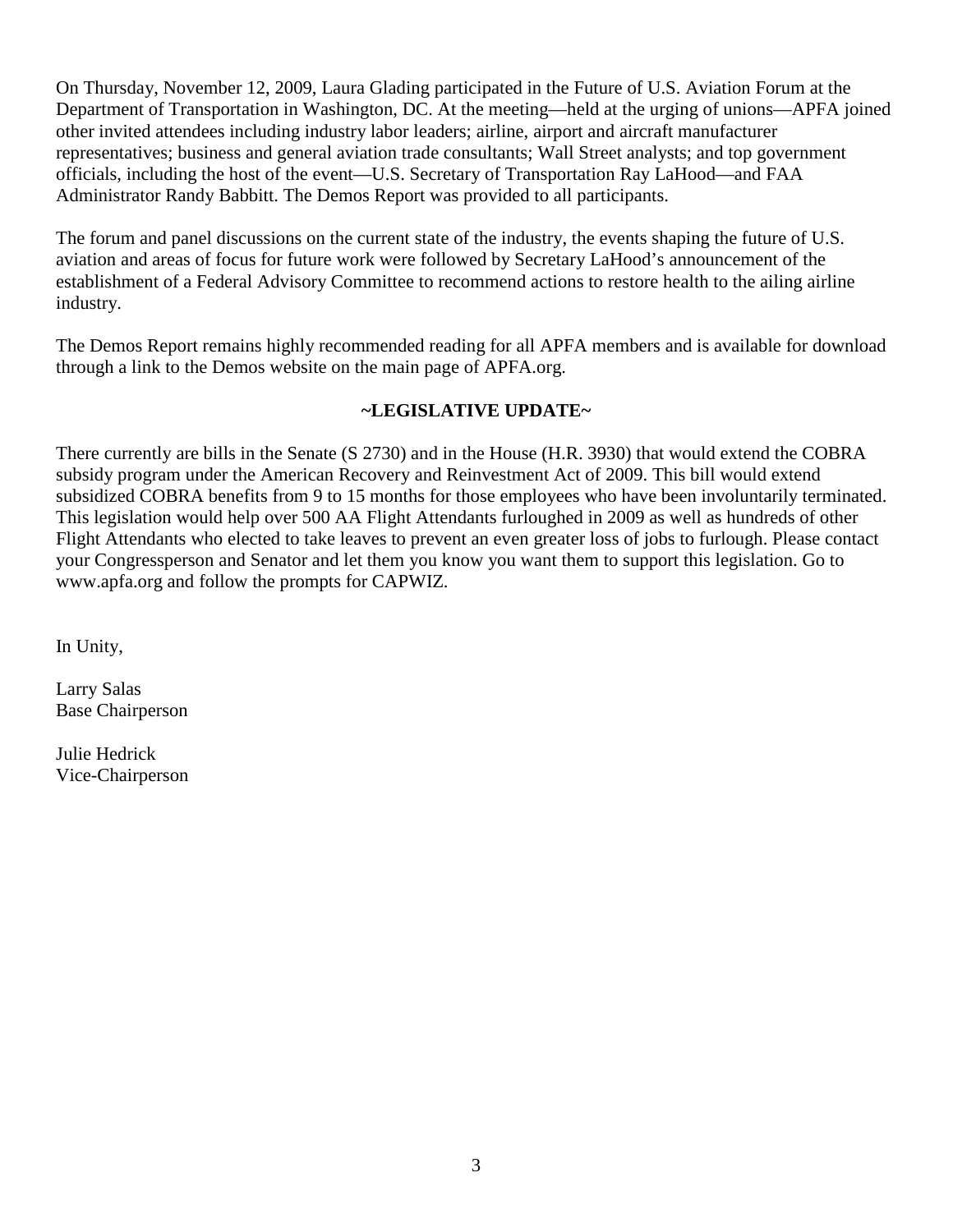On Thursday, November 12, 2009, Laura Glading participated in the Future of U.S. Aviation Forum at the Department of Transportation in Washington, DC. At the meeting—held at the urging of unions—APFA joined other invited attendees including industry labor leaders; airline, airport and aircraft manufacturer representatives; business and general aviation trade consultants; Wall Street analysts; and top government officials, including the host of the event—U.S. Secretary of Transportation Ray LaHood—and FAA Administrator Randy Babbitt. The Demos Report was provided to all participants.

The forum and panel discussions on the current state of the industry, the events shaping the future of U.S. aviation and areas of focus for future work were followed by Secretary LaHood's announcement of the establishment of a Federal Advisory Committee to recommend actions to restore health to the ailing airline industry.

The Demos Report remains highly recommended reading for all APFA members and is available for download through a link to the Demos website on the main page of APFA.org.

**~LEGISLATIVE UPDATE~**

There currently are bills in the Senate (S 2730) and in the House (H.R. 3930) that would extend the COBRA subsidy program under the American Recovery and Reinvestment Act of 2009. This bill would extend subsidized COBRA benefits from 9 to 15 months for those employees who have been involuntarily terminated. This legislation would help over 500 AA Flight Attendants furloughed in 2009 as well as hundreds of other Flight Attendants who elected to take leaves to prevent an even greater loss of jobs to furlough. Please contact your Congressperson and Senator and let them you know you want them to support this legislation. Go to www.apfa.org and follow the prompts for CAPWIZ.

In Unity,

Larry Salas
Base Chairperson

Julie Hedrick
Vice-Chairperson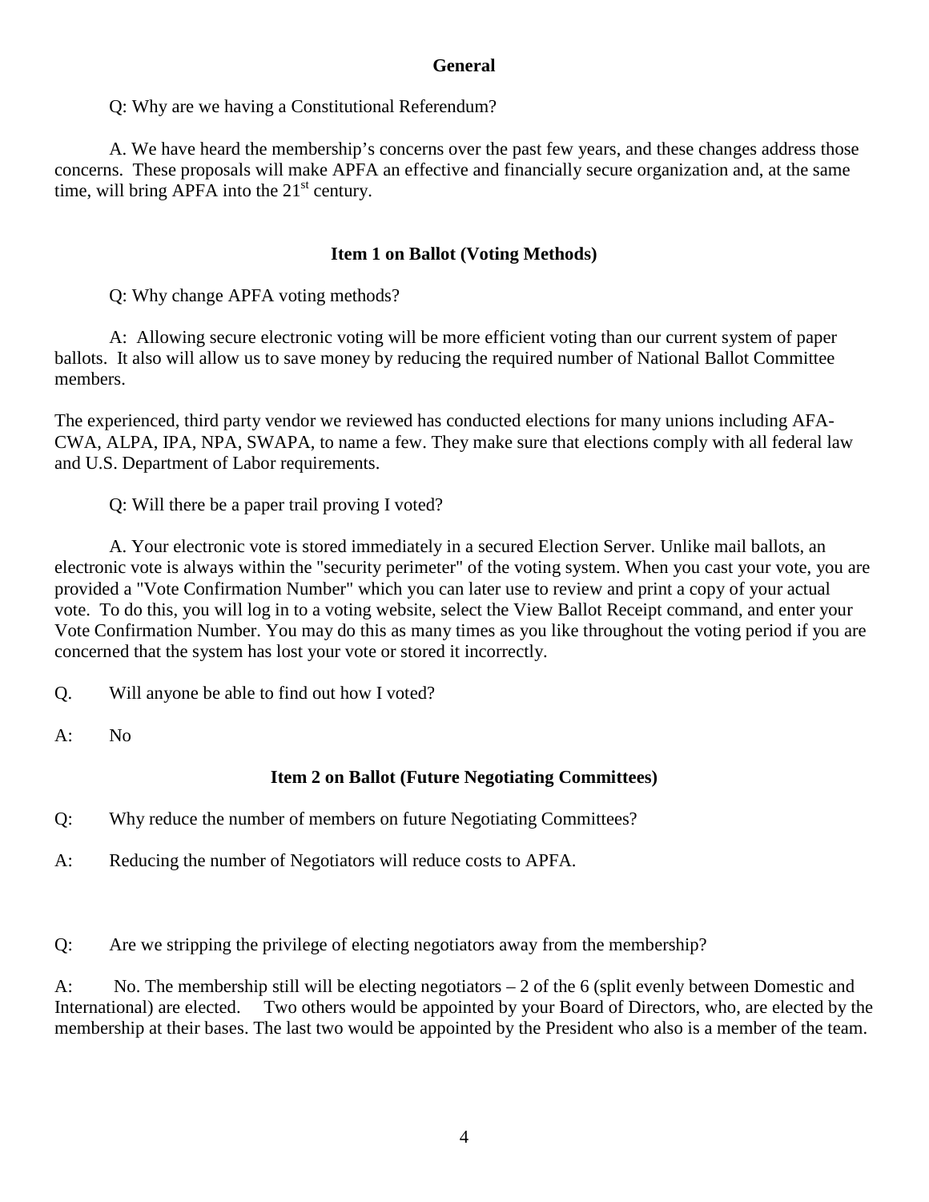## General

Q: Why are we having a Constitutional Referendum?

A. We have heard the membership's concerns over the past few years, and these changes address those concerns. These proposals will make APFA an effective and financially secure organization and, at the same time, will bring APFA into the 21st century.

## Item 1 on Ballot (Voting Methods)

Q: Why change APFA voting methods?

A: Allowing secure electronic voting will be more efficient voting than our current system of paper ballots. It also will allow us to save money by reducing the required number of National Ballot Committee members.

The experienced, third party vendor we reviewed has conducted elections for many unions including AFA-CWA, ALPA, IPA, NPA, SWAPA, to name a few. They make sure that elections comply with all federal law and U.S. Department of Labor requirements.

Q: Will there be a paper trail proving I voted?

A. Your electronic vote is stored immediately in a secured Election Server. Unlike mail ballots, an electronic vote is always within the "security perimeter" of the voting system. When you cast your vote, you are provided a "Vote Confirmation Number" which you can later use to review and print a copy of your actual vote. To do this, you will log in to a voting website, select the View Ballot Receipt command, and enter your Vote Confirmation Number. You may do this as many times as you like throughout the voting period if you are concerned that the system has lost your vote or stored it incorrectly.

Q. Will anyone be able to find out how I voted?

A: No

## Item 2 on Ballot (Future Negotiating Committees)

Q: Why reduce the number of members on future Negotiating Committees?

A: Reducing the number of Negotiators will reduce costs to APFA.

Q: Are we stripping the privilege of electing negotiators away from the membership?

A: No. The membership still will be electing negotiators – 2 of the 6 (split evenly between Domestic and International) are elected. Two others would be appointed by your Board of Directors, who, are elected by the membership at their bases. The last two would be appointed by the President who also is a member of the team.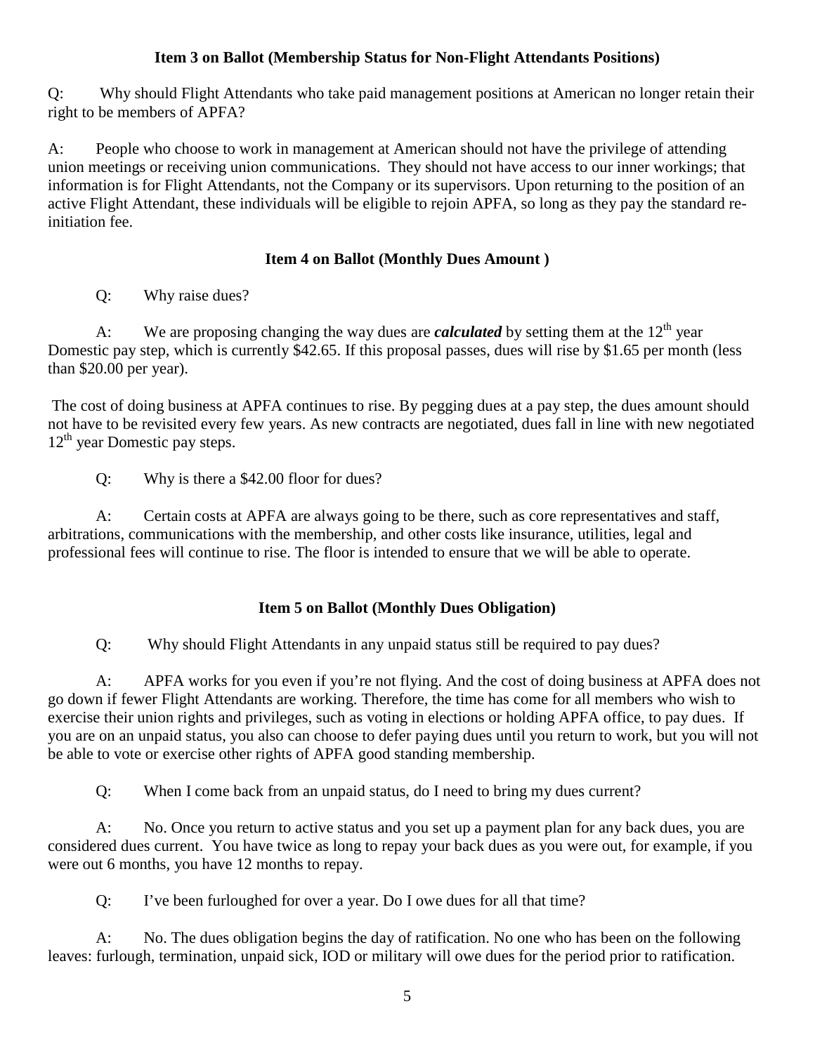### Item 3 on Ballot (Membership Status for Non-Flight Attendants Positions)

Q: Why should Flight Attendants who take paid management positions at American no longer retain their right to be members of APFA?

A: People who choose to work in management at American should not have the privilege of attending union meetings or receiving union communications. They should not have access to our inner workings; that information is for Flight Attendants, not the Company or its supervisors. Upon returning to the position of an active Flight Attendant, these individuals will be eligible to rejoin APFA, so long as they pay the standard re-initiation fee.

### Item 4 on Ballot (Monthly Dues Amount )

Q: Why raise dues?

A: We are proposing changing the way dues are ***calculated*** by setting them at the 12th year Domestic pay step, which is currently $42.65. If this proposal passes, dues will rise by $1.65 per month (less than $20.00 per year).

The cost of doing business at APFA continues to rise. By pegging dues at a pay step, the dues amount should not have to be revisited every few years. As new contracts are negotiated, dues fall in line with new negotiated 12th year Domestic pay steps.

Q: Why is there a $42.00 floor for dues?

A: Certain costs at APFA are always going to be there, such as core representatives and staff, arbitrations, communications with the membership, and other costs like insurance, utilities, legal and professional fees will continue to rise. The floor is intended to ensure that we will be able to operate.

### Item 5 on Ballot (Monthly Dues Obligation)

Q: Why should Flight Attendants in any unpaid status still be required to pay dues?

A: APFA works for you even if you're not flying. And the cost of doing business at APFA does not go down if fewer Flight Attendants are working. Therefore, the time has come for all members who wish to exercise their union rights and privileges, such as voting in elections or holding APFA office, to pay dues. If you are on an unpaid status, you also can choose to defer paying dues until you return to work, but you will not be able to vote or exercise other rights of APFA good standing membership.

Q: When I come back from an unpaid status, do I need to bring my dues current?

A: No. Once you return to active status and you set up a payment plan for any back dues, you are considered dues current. You have twice as long to repay your back dues as you were out, for example, if you were out 6 months, you have 12 months to repay.

Q: I've been furloughed for over a year. Do I owe dues for all that time?

A: No. The dues obligation begins the day of ratification. No one who has been on the following leaves: furlough, termination, unpaid sick, IOD or military will owe dues for the period prior to ratification.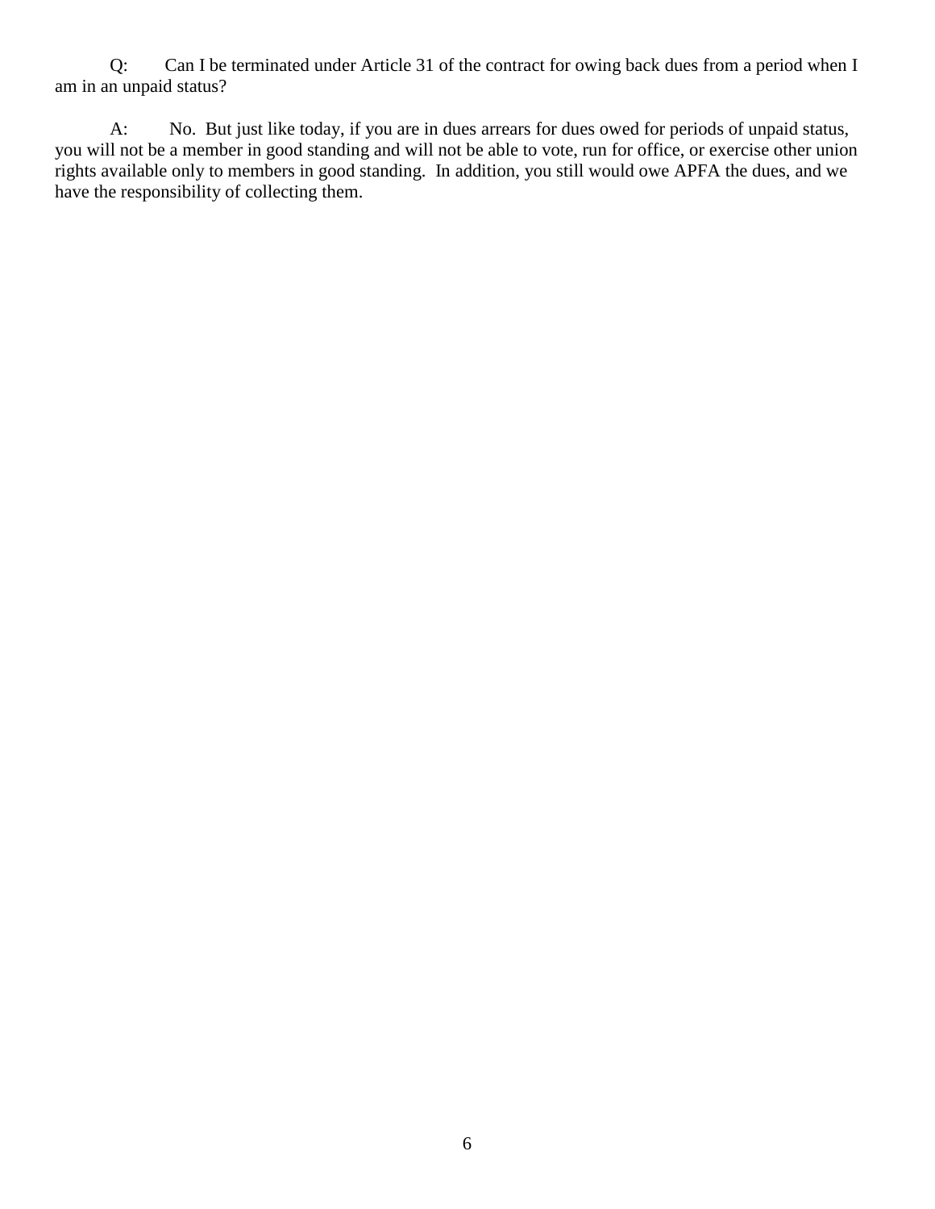Q: Can I be terminated under Article 31 of the contract for owing back dues from a period when I am in an unpaid status?

A: No. But just like today, if you are in dues arrears for dues owed for periods of unpaid status, you will not be a member in good standing and will not be able to vote, run for office, or exercise other union rights available only to members in good standing. In addition, you still would owe APFA the dues, and we have the responsibility of collecting them.